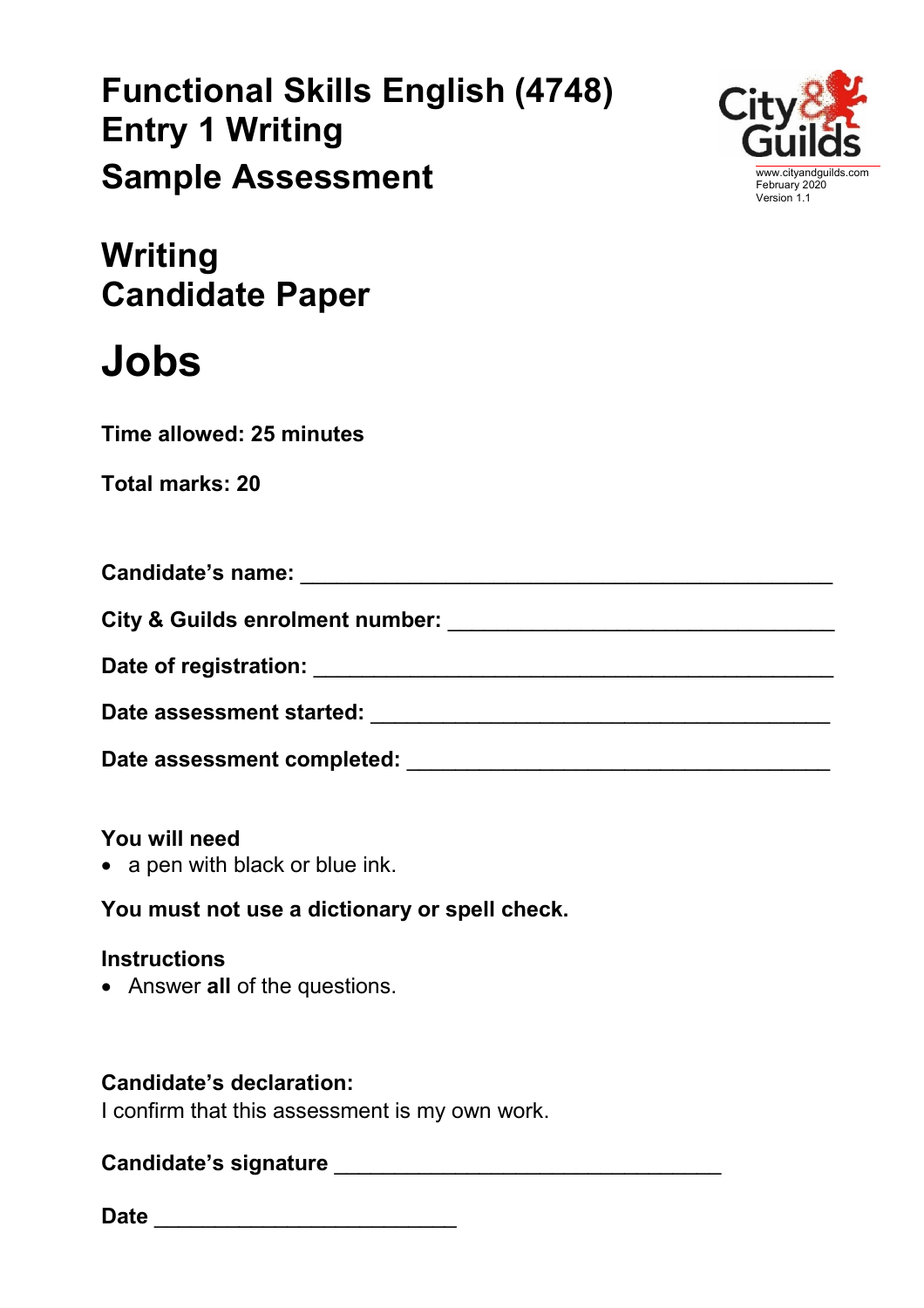# Functional Skills English (4748)
# Entry 1 Writing
# Sample Assessment

www.cityandguilds.com
February 2020
Version 1.1

## Writing
## Candidate Paper

# Jobs

**Time allowed: 25 minutes**

**Total marks: 20**

**Candidate's name:** ____________________________________________

**City & Guilds enrolment number:** ______________________________

**Date of registration:** ____________________________________________

**Date assessment started:** _______________________________________

**Date assessment completed:** ___________________________________

**You will need**

- a pen with black or blue ink.

**You must not use a dictionary or spell check.**

**Instructions**

- Answer **all** of the questions.

**Candidate's declaration:**

I confirm that this assessment is my own work.

**Candidate's signature** ______________________________

**Date** _______________________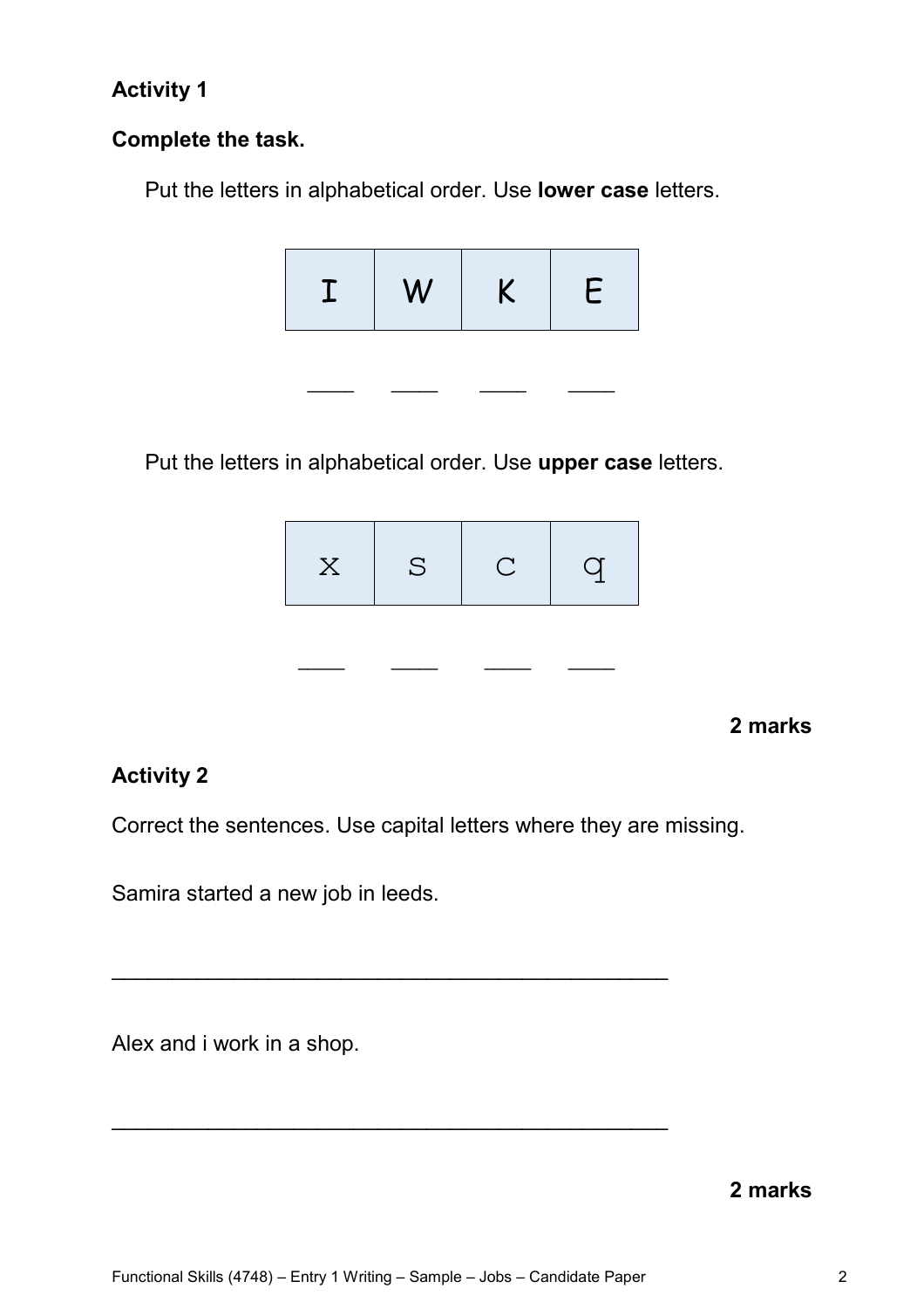**Activity 1**

**Complete the task.**

Put the letters in alphabetical order. Use **lower case** letters.

| I | W | K | E |
|---|---|---|---|

\_\_\_\_ \_\_\_\_ \_\_\_\_ \_\_\_\_

Put the letters in alphabetical order. Use **upper case** letters.

| x | s | c | q |
|---|---|---|---|

\_\_\_\_ \_\_\_\_ \_\_\_\_ \_\_\_\_

**2 marks**

**Activity 2**

Correct the sentences. Use capital letters where they are missing.

Samira started a new job in leeds.

\_\_\_\_\_\_\_\_\_\_\_\_\_\_\_\_\_\_\_\_\_\_\_\_\_\_\_\_\_\_\_\_\_\_\_\_\_\_\_\_\_\_\_\_

Alex and i work in a shop.

\_\_\_\_\_\_\_\_\_\_\_\_\_\_\_\_\_\_\_\_\_\_\_\_\_\_\_\_\_\_\_\_\_\_\_\_\_\_\_\_\_\_\_\_

**2 marks**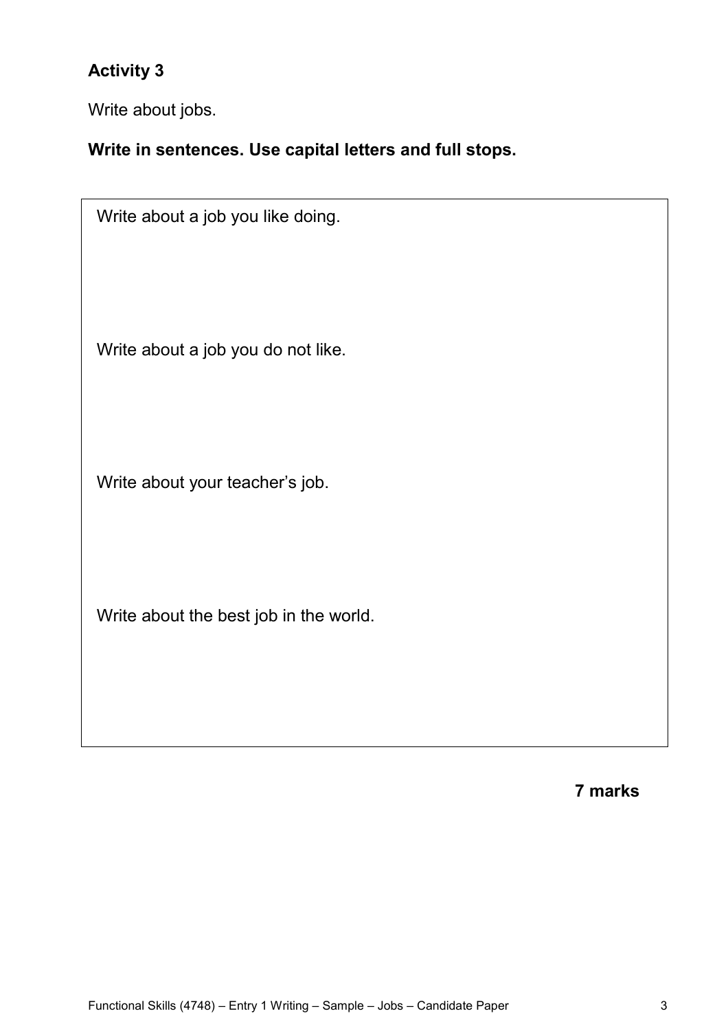## Activity 3

Write about jobs.

**Write in sentences. Use capital letters and full stops.**

Write about a job you like doing.

Write about a job you do not like.

Write about your teacher's job.

Write about the best job in the world.

**7 marks**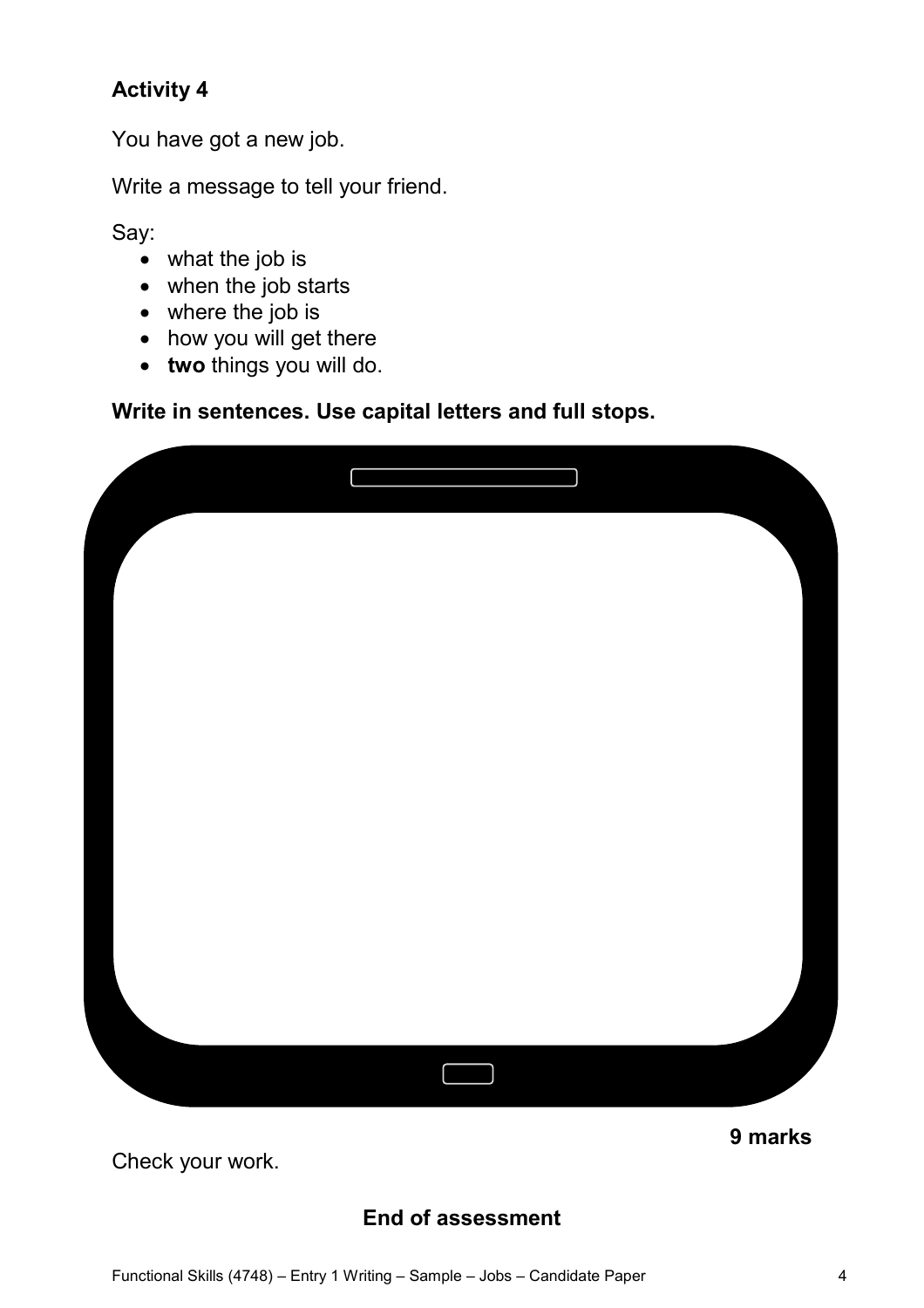## Activity 4

You have got a new job.

Write a message to tell your friend.

Say:

- what the job is
- when the job starts
- where the job is
- how you will get there
- **two** things you will do.

**Write in sentences. Use capital letters and full stops.**

**9 marks**

Check your work.

**End of assessment**